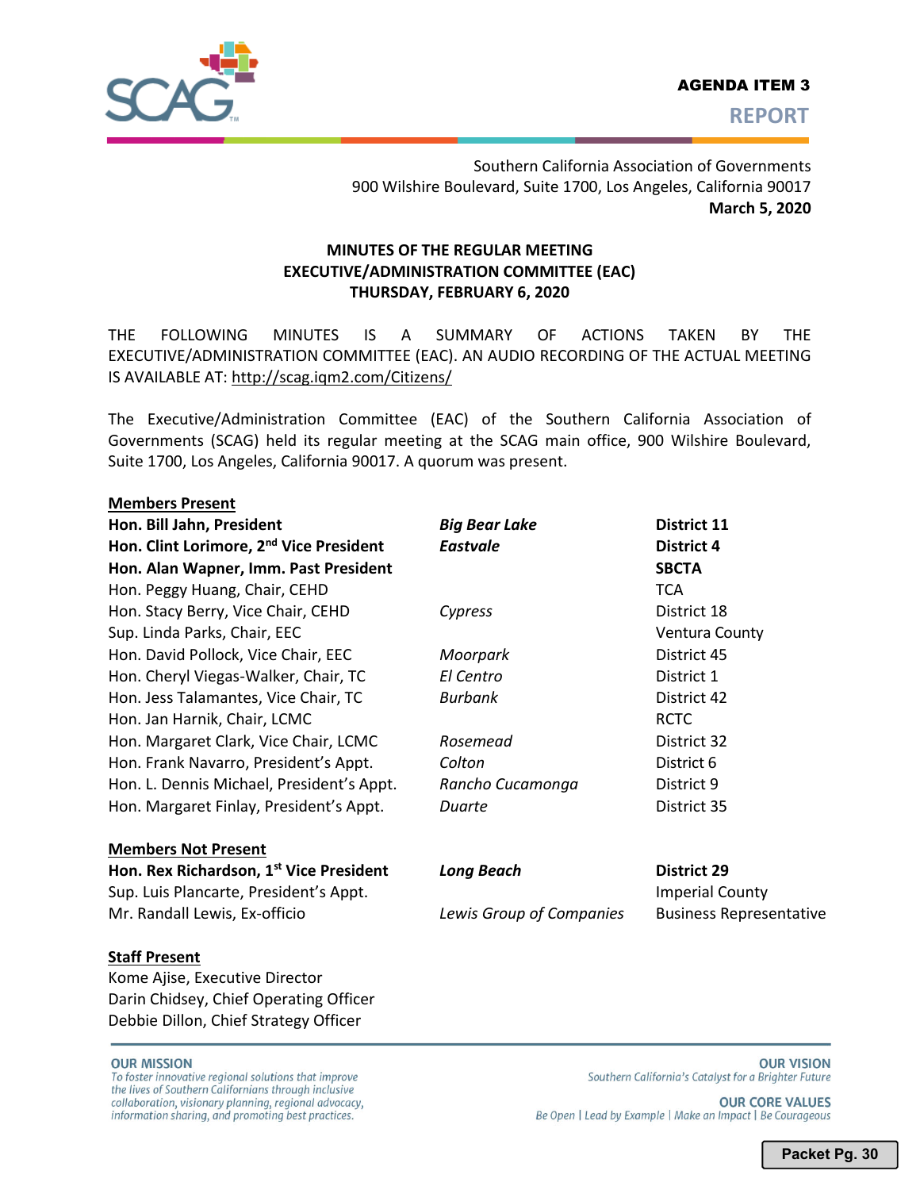**AGENDA ITEM 3**

**REPORT**

Southern California Association of Governments
900 Wilshire Boulevard, Suite 1700, Los Angeles, California 90017
**March 5, 2020**

**MINUTES OF THE REGULAR MEETING**
**EXECUTIVE/ADMINISTRATION COMMITTEE (EAC)**
**THURSDAY, FEBRUARY 6, 2020**

THE FOLLOWING MINUTES IS A SUMMARY OF ACTIONS TAKEN BY THE EXECUTIVE/ADMINISTRATION COMMITTEE (EAC). AN AUDIO RECORDING OF THE ACTUAL MEETING IS AVAILABLE AT: http://scag.iqm2.com/Citizens/

The Executive/Administration Committee (EAC) of the Southern California Association of Governments (SCAG) held its regular meeting at the SCAG main office, 900 Wilshire Boulevard, Suite 1700, Los Angeles, California 90017. A quorum was present.

**Members Present**

| | | |
|---|---|---|
| **Hon. Bill Jahn, President** | ***Big Bear Lake*** | **District 11** |
| **Hon. Clint Lorimore, 2nd Vice President** | ***Eastvale*** | **District 4** |
| **Hon. Alan Wapner, Imm. Past President** | | **SBCTA** |
| Hon. Peggy Huang, Chair, CEHD | | TCA |
| Hon. Stacy Berry, Vice Chair, CEHD | *Cypress* | District 18 |
| Sup. Linda Parks, Chair, EEC | | Ventura County |
| Hon. David Pollock, Vice Chair, EEC | *Moorpark* | District 45 |
| Hon. Cheryl Viegas-Walker, Chair, TC | *El Centro* | District 1 |
| Hon. Jess Talamantes, Vice Chair, TC | *Burbank* | District 42 |
| Hon. Jan Harnik, Chair, LCMC | | RCTC |
| Hon. Margaret Clark, Vice Chair, LCMC | *Rosemead* | District 32 |
| Hon. Frank Navarro, President's Appt. | *Colton* | District 6 |
| Hon. L. Dennis Michael, President's Appt. | *Rancho Cucamonga* | District 9 |
| Hon. Margaret Finlay, President's Appt. | *Duarte* | District 35 |

**Members Not Present**

| | | |
|---|---|---|
| **Hon. Rex Richardson, 1st Vice President** | ***Long Beach*** | **District 29** |
| Sup. Luis Plancarte, President's Appt. | | Imperial County |
| Mr. Randall Lewis, Ex-officio | *Lewis Group of Companies* | Business Representative |

**Staff Present**

Kome Ajise, Executive Director
Darin Chidsey, Chief Operating Officer
Debbie Dillon, Chief Strategy Officer

**OUR MISSION**
*To foster innovative regional solutions that improve the lives of Southern Californians through inclusive collaboration, visionary planning, regional advocacy, information sharing, and promoting best practices.*

**OUR VISION**
*Southern California's Catalyst for a Brighter Future*

**OUR CORE VALUES**
*Be Open | Lead by Example | Make an Impact | Be Courageous*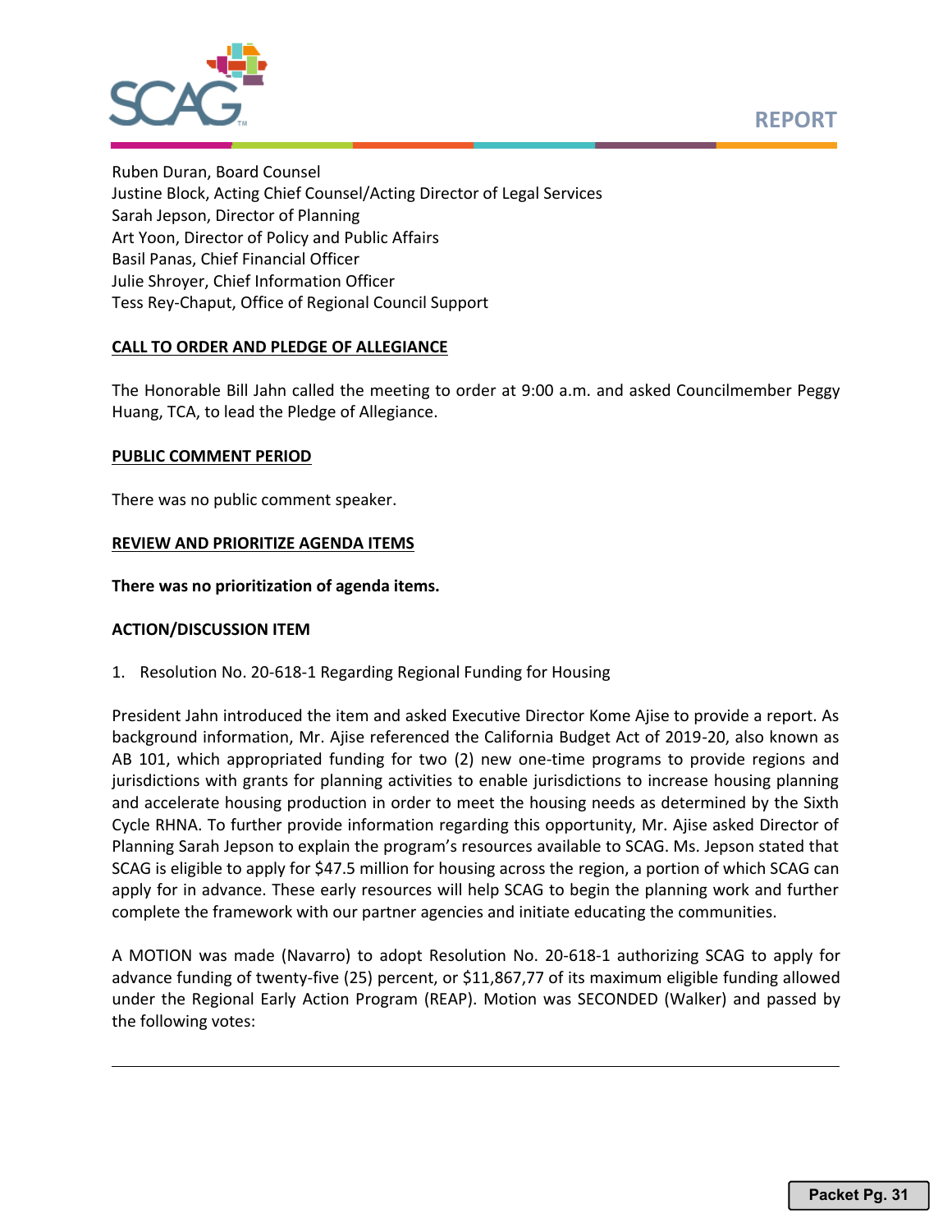Ruben Duran, Board Counsel
Justine Block, Acting Chief Counsel/Acting Director of Legal Services
Sarah Jepson, Director of Planning
Art Yoon, Director of Policy and Public Affairs
Basil Panas, Chief Financial Officer
Julie Shroyer, Chief Information Officer
Tess Rey-Chaput, Office of Regional Council Support

**CALL TO ORDER AND PLEDGE OF ALLEGIANCE**

The Honorable Bill Jahn called the meeting to order at 9:00 a.m. and asked Councilmember Peggy Huang, TCA, to lead the Pledge of Allegiance.

**PUBLIC COMMENT PERIOD**

There was no public comment speaker.

**REVIEW AND PRIORITIZE AGENDA ITEMS**

**There was no prioritization of agenda items.**

**ACTION/DISCUSSION ITEM**

1. Resolution No. 20-618-1 Regarding Regional Funding for Housing

President Jahn introduced the item and asked Executive Director Kome Ajise to provide a report. As background information, Mr. Ajise referenced the California Budget Act of 2019-20, also known as AB 101, which appropriated funding for two (2) new one-time programs to provide regions and jurisdictions with grants for planning activities to enable jurisdictions to increase housing planning and accelerate housing production in order to meet the housing needs as determined by the Sixth Cycle RHNA. To further provide information regarding this opportunity, Mr. Ajise asked Director of Planning Sarah Jepson to explain the program's resources available to SCAG. Ms. Jepson stated that SCAG is eligible to apply for $47.5 million for housing across the region, a portion of which SCAG can apply for in advance. These early resources will help SCAG to begin the planning work and further complete the framework with our partner agencies and initiate educating the communities.

A MOTION was made (Navarro) to adopt Resolution No. 20-618-1 authorizing SCAG to apply for advance funding of twenty-five (25) percent, or $11,867,77 of its maximum eligible funding allowed under the Regional Early Action Program (REAP). Motion was SECONDED (Walker) and passed by the following votes: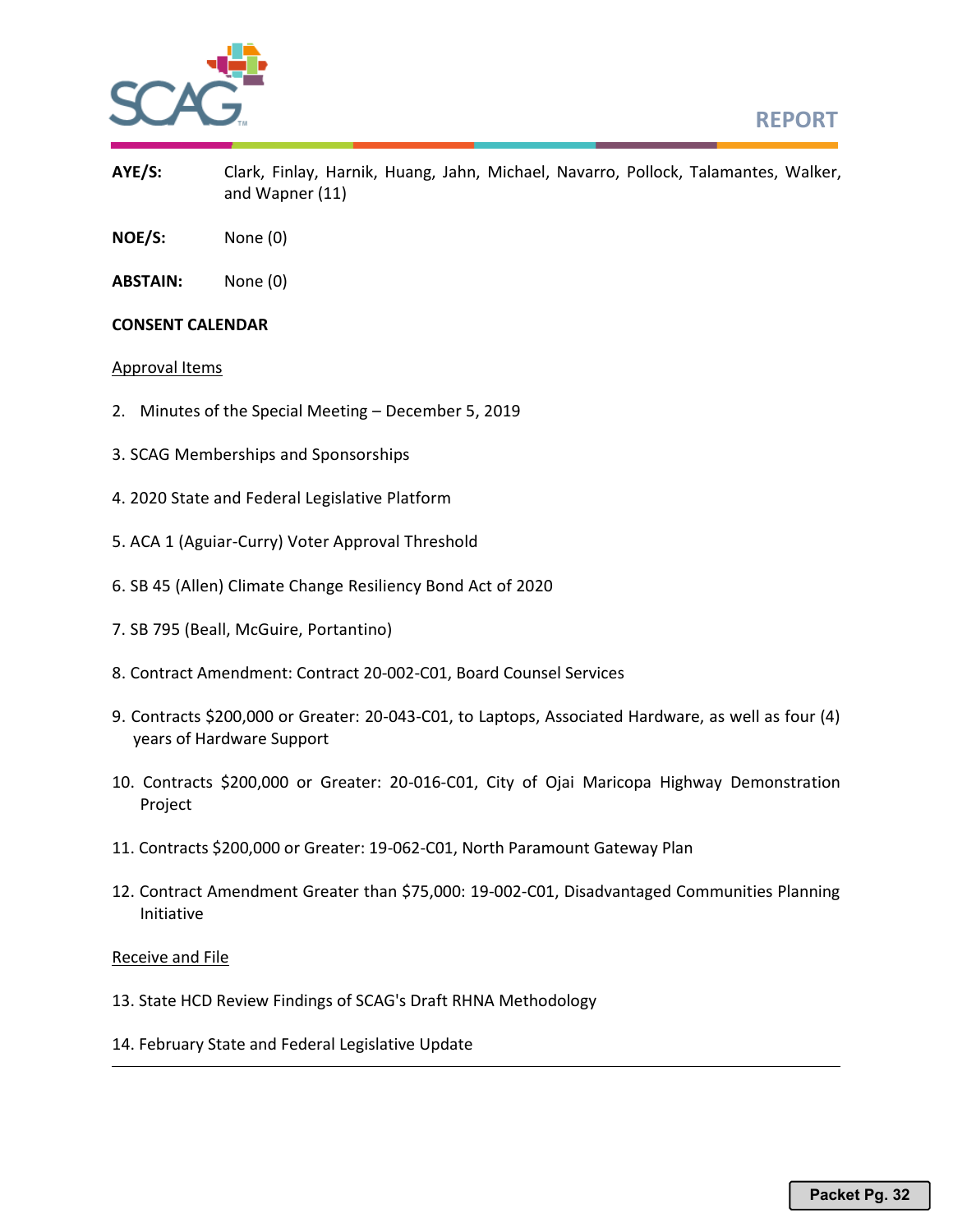**AYE/S:** Clark, Finlay, Harnik, Huang, Jahn, Michael, Navarro, Pollock, Talamantes, Walker, and Wapner (11)

**NOE/S:** None (0)

**ABSTAIN:** None (0)

**CONSENT CALENDAR**

Approval Items

2. Minutes of the Special Meeting – December 5, 2019

3. SCAG Memberships and Sponsorships

4. 2020 State and Federal Legislative Platform

5. ACA 1 (Aguiar-Curry) Voter Approval Threshold

6. SB 45 (Allen) Climate Change Resiliency Bond Act of 2020

7. SB 795 (Beall, McGuire, Portantino)

8. Contract Amendment: Contract 20-002-C01, Board Counsel Services

9. Contracts $200,000 or Greater: 20-043-C01, to Laptops, Associated Hardware, as well as four (4) years of Hardware Support

10. Contracts $200,000 or Greater: 20-016-C01, City of Ojai Maricopa Highway Demonstration Project

11. Contracts $200,000 or Greater: 19-062-C01, North Paramount Gateway Plan

12. Contract Amendment Greater than $75,000: 19-002-C01, Disadvantaged Communities Planning Initiative

Receive and File

13. State HCD Review Findings of SCAG's Draft RHNA Methodology

14. February State and Federal Legislative Update

---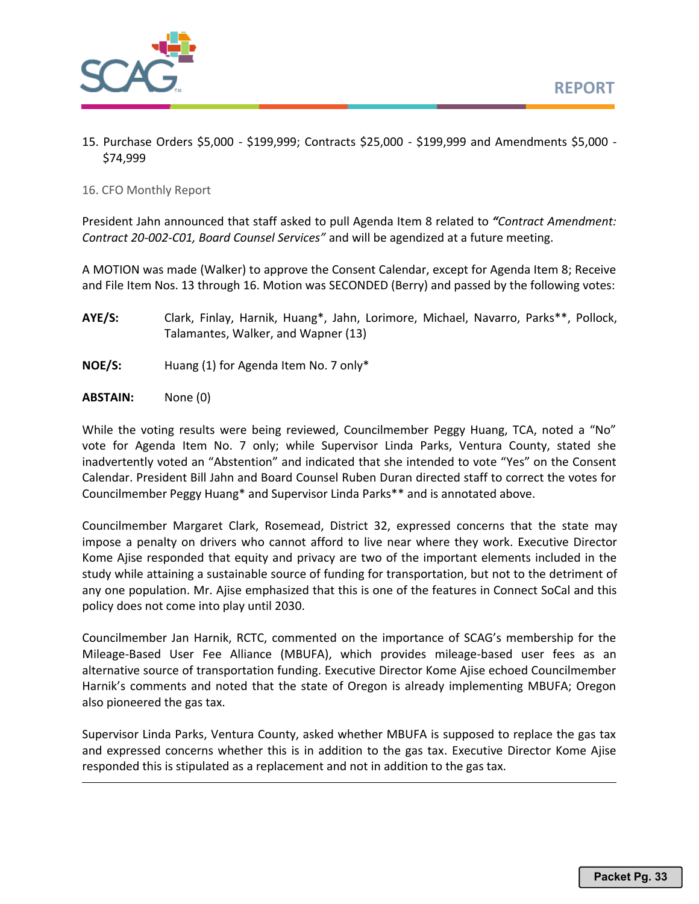15. Purchase Orders $5,000 - $199,999; Contracts $25,000 - $199,999 and Amendments $5,000 - $74,999

16. CFO Monthly Report

President Jahn announced that staff asked to pull Agenda Item 8 related to ***"Contract Amendment: Contract 20-002-C01, Board Counsel Services"*** and will be agendized at a future meeting.

A MOTION was made (Walker) to approve the Consent Calendar, except for Agenda Item 8; Receive and File Item Nos. 13 through 16. Motion was SECONDED (Berry) and passed by the following votes:

**AYE/S:** Clark, Finlay, Harnik, Huang*, Jahn, Lorimore, Michael, Navarro, Parks**, Pollock, Talamantes, Walker, and Wapner (13)

**NOE/S:** Huang (1) for Agenda Item No. 7 only*

**ABSTAIN:** None (0)

While the voting results were being reviewed, Councilmember Peggy Huang, TCA, noted a "No" vote for Agenda Item No. 7 only; while Supervisor Linda Parks, Ventura County, stated she inadvertently voted an "Abstention" and indicated that she intended to vote "Yes" on the Consent Calendar. President Bill Jahn and Board Counsel Ruben Duran directed staff to correct the votes for Councilmember Peggy Huang* and Supervisor Linda Parks** and is annotated above.

Councilmember Margaret Clark, Rosemead, District 32, expressed concerns that the state may impose a penalty on drivers who cannot afford to live near where they work. Executive Director Kome Ajise responded that equity and privacy are two of the important elements included in the study while attaining a sustainable source of funding for transportation, but not to the detriment of any one population. Mr. Ajise emphasized that this is one of the features in Connect SoCal and this policy does not come into play until 2030.

Councilmember Jan Harnik, RCTC, commented on the importance of SCAG's membership for the Mileage-Based User Fee Alliance (MBUFA), which provides mileage-based user fees as an alternative source of transportation funding. Executive Director Kome Ajise echoed Councilmember Harnik's comments and noted that the state of Oregon is already implementing MBUFA; Oregon also pioneered the gas tax.

Supervisor Linda Parks, Ventura County, asked whether MBUFA is supposed to replace the gas tax and expressed concerns whether this is in addition to the gas tax. Executive Director Kome Ajise responded this is stipulated as a replacement and not in addition to the gas tax.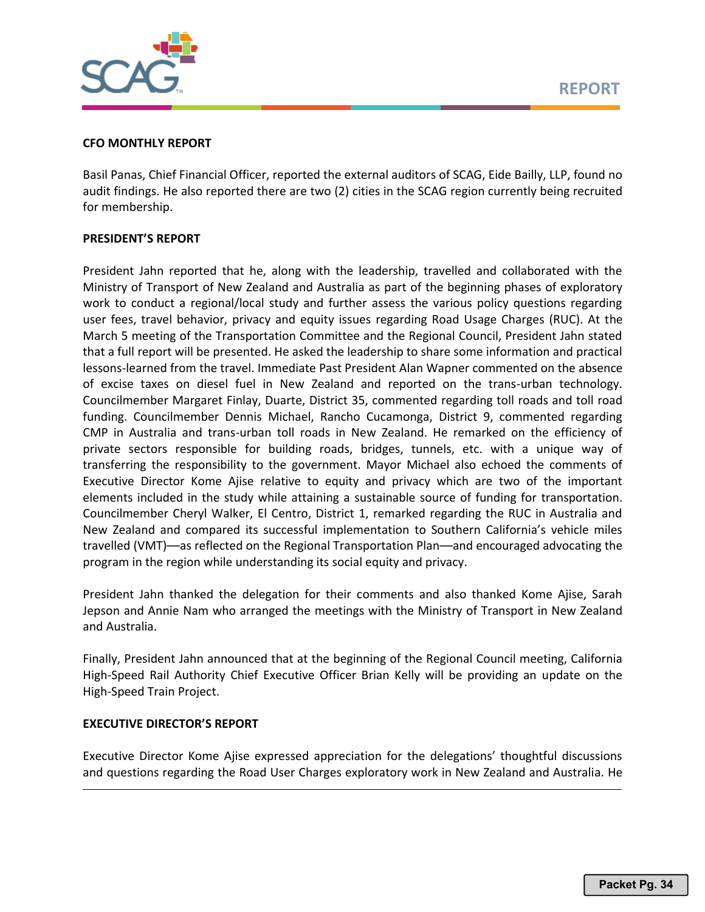**CFO MONTHLY REPORT**

Basil Panas, Chief Financial Officer, reported the external auditors of SCAG, Eide Bailly, LLP, found no audit findings. He also reported there are two (2) cities in the SCAG region currently being recruited for membership.

**PRESIDENT'S REPORT**

President Jahn reported that he, along with the leadership, travelled and collaborated with the Ministry of Transport of New Zealand and Australia as part of the beginning phases of exploratory work to conduct a regional/local study and further assess the various policy questions regarding user fees, travel behavior, privacy and equity issues regarding Road Usage Charges (RUC). At the March 5 meeting of the Transportation Committee and the Regional Council, President Jahn stated that a full report will be presented. He asked the leadership to share some information and practical lessons-learned from the travel. Immediate Past President Alan Wapner commented on the absence of excise taxes on diesel fuel in New Zealand and reported on the trans-urban technology. Councilmember Margaret Finlay, Duarte, District 35, commented regarding toll roads and toll road funding. Councilmember Dennis Michael, Rancho Cucamonga, District 9, commented regarding CMP in Australia and trans-urban toll roads in New Zealand. He remarked on the efficiency of private sectors responsible for building roads, bridges, tunnels, etc. with a unique way of transferring the responsibility to the government. Mayor Michael also echoed the comments of Executive Director Kome Ajise relative to equity and privacy which are two of the important elements included in the study while attaining a sustainable source of funding for transportation. Councilmember Cheryl Walker, El Centro, District 1, remarked regarding the RUC in Australia and New Zealand and compared its successful implementation to Southern California's vehicle miles travelled (VMT)—as reflected on the Regional Transportation Plan—and encouraged advocating the program in the region while understanding its social equity and privacy.

President Jahn thanked the delegation for their comments and also thanked Kome Ajise, Sarah Jepson and Annie Nam who arranged the meetings with the Ministry of Transport in New Zealand and Australia.

Finally, President Jahn announced that at the beginning of the Regional Council meeting, California High-Speed Rail Authority Chief Executive Officer Brian Kelly will be providing an update on the High-Speed Train Project.

**EXECUTIVE DIRECTOR'S REPORT**

Executive Director Kome Ajise expressed appreciation for the delegations' thoughtful discussions and questions regarding the Road User Charges exploratory work in New Zealand and Australia. He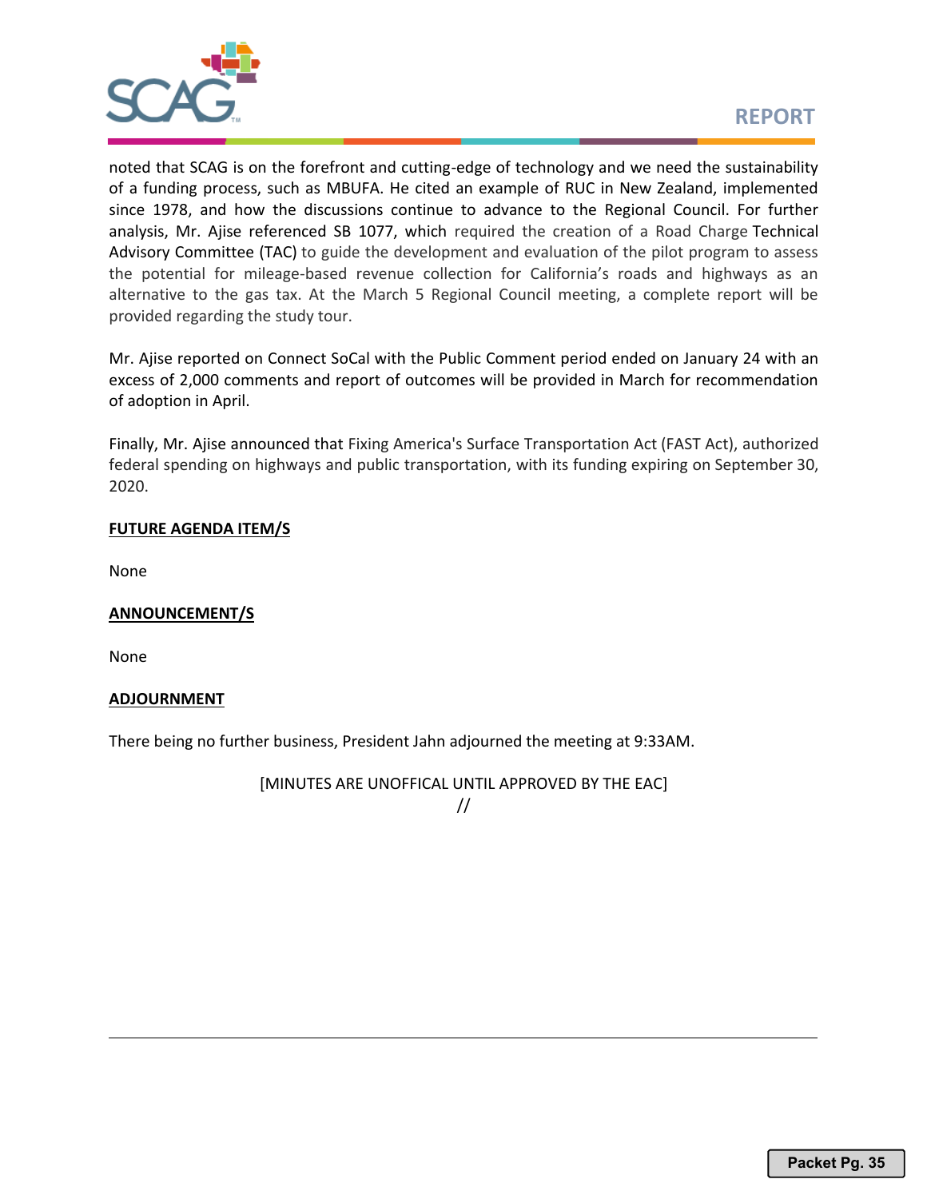noted that SCAG is on the forefront and cutting-edge of technology and we need the sustainability of a funding process, such as MBUFA. He cited an example of RUC in New Zealand, implemented since 1978, and how the discussions continue to advance to the Regional Council. For further analysis, Mr. Ajise referenced SB 1077, which required the creation of a Road Charge Technical Advisory Committee (TAC) to guide the development and evaluation of the pilot program to assess the potential for mileage-based revenue collection for California's roads and highways as an alternative to the gas tax. At the March 5 Regional Council meeting, a complete report will be provided regarding the study tour.

Mr. Ajise reported on Connect SoCal with the Public Comment period ended on January 24 with an excess of 2,000 comments and report of outcomes will be provided in March for recommendation of adoption in April.

Finally, Mr. Ajise announced that Fixing America's Surface Transportation Act (FAST Act), authorized federal spending on highways and public transportation, with its funding expiring on September 30, 2020.

**FUTURE AGENDA ITEM/S**

None

**ANNOUNCEMENT/S**

None

**ADJOURNMENT**

There being no further business, President Jahn adjourned the meeting at 9:33AM.

[MINUTES ARE UNOFFICAL UNTIL APPROVED BY THE EAC]

//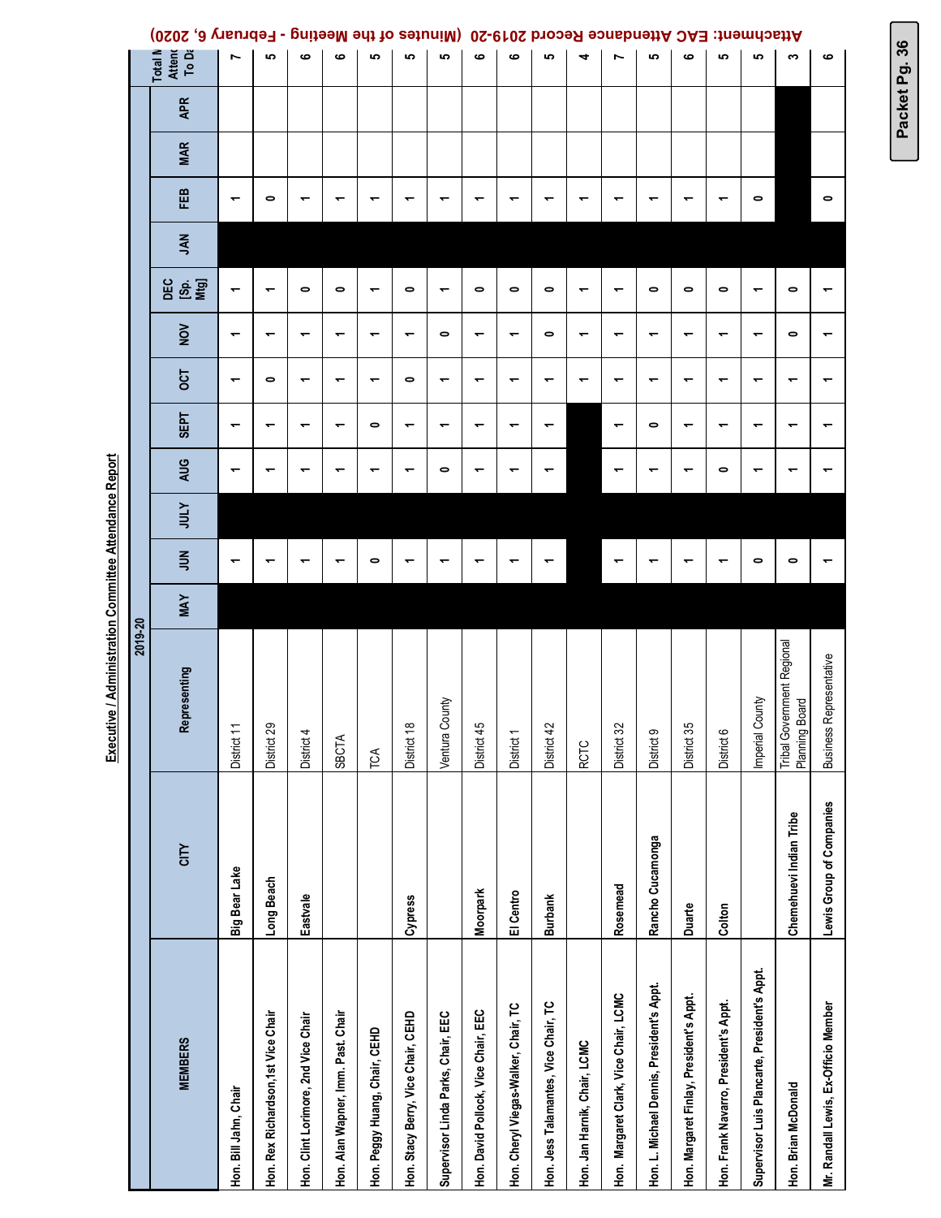# Executive / Administration Committee Attendance Report

| MEMBERS | CITY | Representing | 2019-20 MAY | JUN | JULY | AUG | SEPT | OCT | NOV | DEC [Sp. Mtg] | JAN | FEB | MAR | APR | Total Mtgs Attended To Date |
|---|---|---|---|---|---|---|---|---|---|---|---|---|---|---|---|
| Hon. Bill Jahn, Chair | Big Bear Lake | District 11 | | 1 | | 1 | 1 | 1 | 1 | 1 | | 1 | | | 7 |
| Hon. Rex Richardson,1st Vice Chair | Long Beach | District 29 | | 1 | | 1 | 1 | 0 | 1 | 1 | | 0 | | | 5 |
| Hon. Clint Lorimore, 2nd Vice Chair | Eastvale | District 4 | | 1 | | 1 | 1 | 1 | 1 | 0 | | 1 | | | 6 |
| Hon. Alan Wapner, Imm. Past Chair | | SBCTA | | 1 | | 1 | 1 | 1 | 1 | 0 | | 1 | | | 6 |
| Hon. Peggy Huang, Chair, CEHD | | TCA | | 0 | | 1 | 0 | 1 | 1 | 1 | | 1 | | | 5 |
| Hon. Stacy Berry, Vice Chair, CEHD | Cypress | District 18 | | 1 | | 1 | 1 | 0 | 1 | 0 | | 1 | | | 5 |
| Supervisor Linda Parks, Chair, EEC | | Ventura County | | 1 | | 0 | 1 | 1 | 0 | 1 | | 1 | | | 5 |
| Hon. David Pollock, Vice Chair, EEC | Moorpark | District 45 | | 1 | | 1 | 1 | 1 | 1 | 0 | | 1 | | | 6 |
| Hon. Cheryl Viegas-Walker, Chair, TC | El Centro | District 1 | | 1 | | 1 | 1 | 1 | 1 | 0 | | 1 | | | 6 |
| Hon. Jess Talamantes, Vice Chair, TC | Burbank | District 42 | | 1 | | 1 | 1 | 1 | 0 | 0 | | 1 | | | 5 |
| Hon. Jan Harnik, Chair, LCMC | | RCTC | | | | | | 1 | 1 | 1 | | 1 | | | 4 |
| Hon. Margaret Clark, Vice Chair, LCMC | Rosemead | District 32 | | 1 | | 1 | 1 | 1 | 1 | 1 | | 1 | | | 7 |
| Hon. L. Michael Dennis, President's Appt. | Rancho Cucamonga | District 9 | | 1 | | 1 | 0 | 1 | 1 | 0 | | 1 | | | 5 |
| Hon. Margaret Finlay, President's Appt. | Duarte | District 35 | | 1 | | 1 | 1 | 1 | 1 | 0 | | 1 | | | 6 |
| Hon. Frank Navarro, President's Appt. | Colton | District 6 | | 1 | | 0 | 1 | 1 | 1 | 0 | | 1 | | | 5 |
| Supervisor Luis Plancarte, President's Appt. | | Imperial County | | 0 | | 1 | 1 | 1 | 1 | 1 | | 0 | | | 5 |
| Hon. Brian McDonald | Chemehuevi Indian Tribe | Tribal Government Regional Planning Board | | 0 | | 1 | 1 | 1 | 0 | 0 | | | | | 3 |
| Mr. Randall Lewis, Ex-Officio Member | Lewis Group of Companies | Business Representative | | 1 | | 1 | 1 | 1 | 1 | 1 | | 0 | | | 6 |